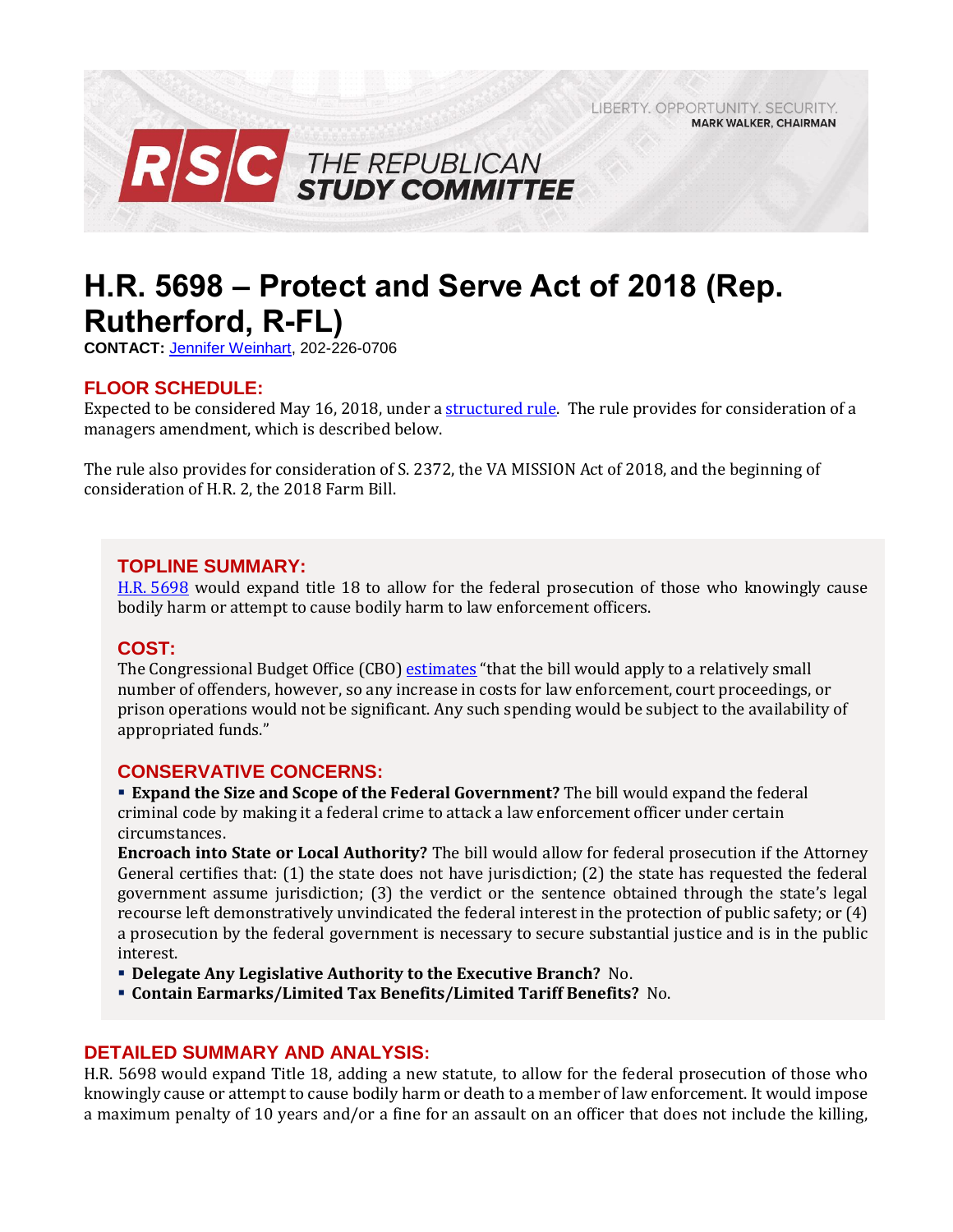LIBERTY. OPPORTUNITY. SECURITY.
**MARK WALKER, CHAIRMAN**

**RSC THE REPUBLICAN STUDY COMMITTEE**

# H.R. 5698 – Protect and Serve Act of 2018 (Rep. Rutherford, R-FL)

**CONTACT:** Jennifer Weinhart, 202-226-0706

## FLOOR SCHEDULE:

Expected to be considered May 16, 2018, under a structured rule. The rule provides for consideration of a managers amendment, which is described below.

The rule also provides for consideration of S. 2372, the VA MISSION Act of 2018, and the beginning of consideration of H.R. 2, the 2018 Farm Bill.

## TOPLINE SUMMARY:

H.R. 5698 would expand title 18 to allow for the federal prosecution of those who knowingly cause bodily harm or attempt to cause bodily harm to law enforcement officers.

## COST:

The Congressional Budget Office (CBO) estimates "that the bill would apply to a relatively small number of offenders, however, so any increase in costs for law enforcement, court proceedings, or prison operations would not be significant. Any such spending would be subject to the availability of appropriated funds."

## CONSERVATIVE CONCERNS:

- **Expand the Size and Scope of the Federal Government?** The bill would expand the federal criminal code by making it a federal crime to attack a law enforcement officer under certain circumstances.

**Encroach into State or Local Authority?** The bill would allow for federal prosecution if the Attorney General certifies that: (1) the state does not have jurisdiction; (2) the state has requested the federal government assume jurisdiction; (3) the verdict or the sentence obtained through the state's legal recourse left demonstratively unvindicated the federal interest in the protection of public safety; or (4) a prosecution by the federal government is necessary to secure substantial justice and is in the public interest.

- **Delegate Any Legislative Authority to the Executive Branch?** No.
- **Contain Earmarks/Limited Tax Benefits/Limited Tariff Benefits?** No.

## DETAILED SUMMARY AND ANALYSIS:

H.R. 5698 would expand Title 18, adding a new statute, to allow for the federal prosecution of those who knowingly cause or attempt to cause bodily harm or death to a member of law enforcement. It would impose a maximum penalty of 10 years and/or a fine for an assault on an officer that does not include the killing,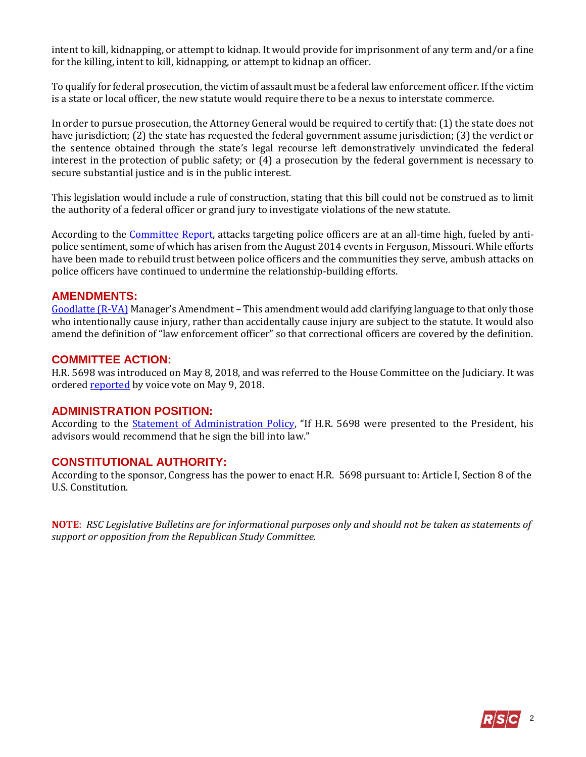intent to kill, kidnapping, or attempt to kidnap. It would provide for imprisonment of any term and/or a fine for the killing, intent to kill, kidnapping, or attempt to kidnap an officer.

To qualify for federal prosecution, the victim of assault must be a federal law enforcement officer. If the victim is a state or local officer, the new statute would require there to be a nexus to interstate commerce.

In order to pursue prosecution, the Attorney General would be required to certify that: (1) the state does not have jurisdiction; (2) the state has requested the federal government assume jurisdiction; (3) the verdict or the sentence obtained through the state's legal recourse left demonstratively unvindicated the federal interest in the protection of public safety; or (4) a prosecution by the federal government is necessary to secure substantial justice and is in the public interest.

This legislation would include a rule of construction, stating that this bill could not be construed as to limit the authority of a federal officer or grand jury to investigate violations of the new statute.

According to the Committee Report, attacks targeting police officers are at an all-time high, fueled by anti-police sentiment, some of which has arisen from the August 2014 events in Ferguson, Missouri. While efforts have been made to rebuild trust between police officers and the communities they serve, ambush attacks on police officers have continued to undermine the relationship-building efforts.

## AMENDMENTS:

Goodlatte (R-VA) Manager's Amendment – This amendment would add clarifying language to that only those who intentionally cause injury, rather than accidentally cause injury are subject to the statute. It would also amend the definition of "law enforcement officer" so that correctional officers are covered by the definition.

## COMMITTEE ACTION:

H.R. 5698 was introduced on May 8, 2018, and was referred to the House Committee on the Judiciary. It was ordered reported by voice vote on May 9, 2018.

## ADMINISTRATION POSITION:

According to the Statement of Administration Policy, "If H.R. 5698 were presented to the President, his advisors would recommend that he sign the bill into law."

## CONSTITUTIONAL AUTHORITY:

According to the sponsor, Congress has the power to enact H.R. 5698 pursuant to: Article I, Section 8 of the U.S. Constitution.

**NOTE**: *RSC Legislative Bulletins are for informational purposes only and should not be taken as statements of support or opposition from the Republican Study Committee.*